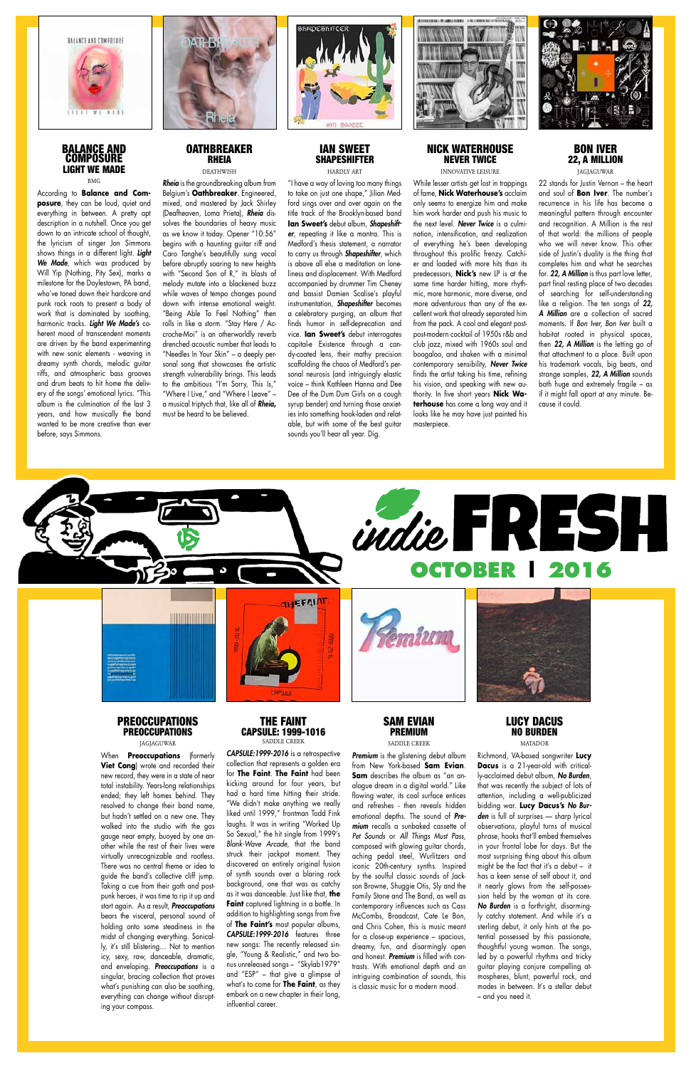# indie FRESH

## OCTOBER | 2016

### BALANCE AND COMPOSURE
#### LIGHT WE MADE
BMG

According to **Balance and Composure**, they can be loud, quiet and everything in between. A pretty apt description in a nutshell. Once you get down to an intricate school of thought, the lyricism of singer Jon Simmons shows things in a different light. ***Light We Made***, which was produced by Will Yip (Nothing, Pity Sex), marks a milestone for the Doylestown, PA band, who've toned down their hardcore and punk rock roots to present a body of work that is dominated by soothing, harmonic tracks. ***Light We Made's*** coherent mood of transcendent moments are driven by the band experimenting with new sonic elements - weaving in dreamy synth chords, melodic guitar riffs, and atmospheric bass grooves and drum beats to hit home the delivery of the songs' emotional lyrics. "This album is the culmination of the last 3 years, and how musically the band wanted to be more creative than ever before, says Simmons.

### OATHBREAKER
#### RHEIA
DEATHWISH

***Rheia*** is the groundbreaking album from Belgium's **Oathbreaker**. Engineered, mixed, and mastered by Jack Shirley (Deafheaven, Loma Prieta), ***Rheia*** dissolves the boundaries of heavy music as we know it today. Opener "10:56" begins with a haunting guitar riff and Caro Tanghe's beautifully sung vocal before abruptly soaring to new heights with "Second Son of R," its blasts of melody mutate into a blackened buzz while waves of tempo changes pound down with intense emotional weight. "Being Able To Feel Nothing" then rolls in like a storm. "Stay Here / Accroche-Moi" is an otherworldly reverb drenched acoustic number that leads to "Needles In Your Skin" – a deeply personal song that showcases the artistic strength vulnerability brings. This leads to the ambitious "I'm Sorry, This Is," "Where I Live," and "Where I Leave" – a musical triptych that, like all of ***Rheia***, must be heard to be believed.

### IAN SWEET
#### SHAPESHIFTER
HARDLY ART

"I have a way of loving too many things to take on just one shape," Jilian Medford sings over and over again on the title track of the Brooklyn-based band **Ian Sweet's** debut album, ***Shapeshifter***, repeating it like a mantra. This is Medford's thesis statement, a narrator to carry us through ***Shapeshifter***, which is above all else a meditation on loneliness and displacement. With Medford accompanied by drummer Tim Cheney and bassist Damien Scalise's playful instrumentation, ***Shapeshifter*** becomes a celebratory purging, an album that finds humor in self-deprecation and vice. **Ian Sweet's** debut interrogates capital-e Existence through a candy-coated lens, their mathy precision scaffolding the chaos of Medford's personal neurosis (and intriguingly elastic voice – think Kathleen Hanna and Dee Dee of the Dum Dum Girls on a cough syrup bender) and turning those anxieties into something hook-laden and relatable, but with some of the best guitar sounds you'll hear all year. Dig.

### NICK WATERHOUSE
#### NEVER TWICE
INNOVATIVE LEISURE

While lesser artists get lost in trappings of fame, **Nick Waterhouse's** acclaim only seems to energize him and make him work harder and push his music to the next level. ***Never Twice*** is a culmination, intensification, and realization of everything he's been developing throughout this prolific frenzy. Catchier and loaded with more hits than its predecessors, **Nick's** new LP is at the same time harder hitting, more rhythmic, more harmonic, more diverse, and more adventurous than any of the excellent work that already separated him from the pack. A cool and elegant post-post-modern cocktail of 1950s r&b and club jazz, mixed with 1960s soul and boogaloo, and shaken with a minimal contemporary sensibility, ***Never Twice*** finds the artist taking his time, refining his vision, and speaking with new authority. In five short years **Nick Waterhouse** has come a long way and it looks like he may have just painted his masterpiece.

### BON IVER
#### 22, A MILLION
JAGJAGUWAR

22 stands for Justin Vernon – the heart and soul of **Bon Iver**. The number's recurrence in his life has become a meaningful pattern through encounter and recognition. A Million is the rest of that world: the millions of people who we will never know. This other side of Justin's duality is the thing that completes him and what he searches for. ***22, A Million*** is thus part love letter, part final resting place of two decades of searching for self-understanding like a religion. The ten songs of ***22, A Million*** are a collection of sacred moments. If *Bon Iver, Bon Iver* built a habitat rooted in physical spaces, then ***22, A Million*** is the letting go of that attachment to a place. Built upon his trademark vocals, big beats, and strange samples, ***22, A Million*** sounds both huge and extremely fragile – as if it might fall apart at any minute. Because it could.

### PREOCCUPATIONS
#### PREOCCUPATIONS
JAGJAGUWAR

When **Preoccupations** (formerly **Viet Cong**) wrote and recorded their new record, they were in a state of near total instability. Years-long relationships ended; they left homes behind. They resolved to change their band name, but hadn't settled on a new one. They walked into the studio with the gas gauge near empty, buoyed by one another while the rest of their lives were virtually unrecognizable and rootless. There was no central theme or idea to guide the band's collective cliff jump. Taking a cue from their goth and post-punk heroes, it was time to rip it up and start again. As a result, ***Preoccupations*** bears the visceral, personal sound of holding onto some steadiness in the midst of changing everything. Sonically, it's still blistering... Not to mention icy, sexy, raw, danceable, dramatic, and enveloping. ***Preoccupations*** is a singular, bracing collection that proves what's punishing can also be soothing, everything can change without disrupting your compass.

### THE FAINT
#### CAPSULE: 1999-1016
SADDLE CREEK

***CAPSULE: 1999-2016*** is a retrospective collection that represents a golden era for **The Faint**. **The Faint** had been kicking around for four years, but had had a hard time hitting their stride. "We didn't make anything we really liked until 1999," frontman Todd Fink laughs. It was in writing "Worked Up So Sexual," the hit single from 1999's *Blank-Wave Arcade*, that the band struck their jackpot moment. They discovered an entirely original fusion of synth sounds over a blaring rock background, one that was as catchy as it was danceable. Just like that, **the Faint** captured lightning in a bottle. In addition to highlighting songs from five of **The Faint's** most popular albums, ***CAPSULE: 1999-2016*** features three new songs: The recently released single, "Young & Realistic," and two bonus unreleased songs – "Skylab1979" and "ESP" – that give a glimpse of what's to come for **The Faint**, as they embark on a new chapter in their long, influential career.

### SAM EVIAN
#### PREMIUM
SADDLE CREEK

***Premium*** is the glistening debut album from New York-based **Sam Evian**. **Sam** describes the album as "an analogue dream in a digital world." Like flowing water, its cool surface entices and refreshes - then reveals hidden emotional depths. The sound of ***Premium*** recalls a sunbaked cassette of *Pet Sounds* or *All Things Must Pass*, composed with glowing guitar chords, aching pedal steel, Wurlitzers and iconic 20th-century synths. Inspired by the soulful classic sounds of Jackson Browne, Shuggie Otis, Sly and the Family Stone and The Band, as well as contemporary influences such as Cass McCombs, Broadcast, Cate Le Bon, and Chris Cohen, this is music meant for a close-up experience – spacious, dreamy, fun, and disarmingly open and honest. ***Premium*** is filled with contrasts. With emotional depth and an intriguing combination of sounds, this is classic music for a modern mood.

### LUCY DACUS
#### NO BURDEN
MATADOR

Richmond, VA-based songwriter **Lucy Dacus** is a 21-year-old with critically-acclaimed debut album, ***No Burden***, that was recently the subject of lots of attention, including a well-publicized bidding war. **Lucy Dacus's *No Burden*** is full of surprises — sharp lyrical observations, playful turns of musical phrase, hooks that'll embed themselves in your frontal lobe for days. But the most surprising thing about this album might be the fact that it's a debut – it has a keen sense of self about it, and it nearly glows from the self-possession held by the woman at its core. ***No Burden*** is a forthright, disarmingly catchy statement. And while it's a sterling debut, it only hints at the potential possessed by this passionate, thoughtful young woman. The songs, led by a powerful rhythms and tricky guitar playing conjure compelling atmospheres, blunt, powerful rock, and modes in between. It's a stellar debut – and you need it.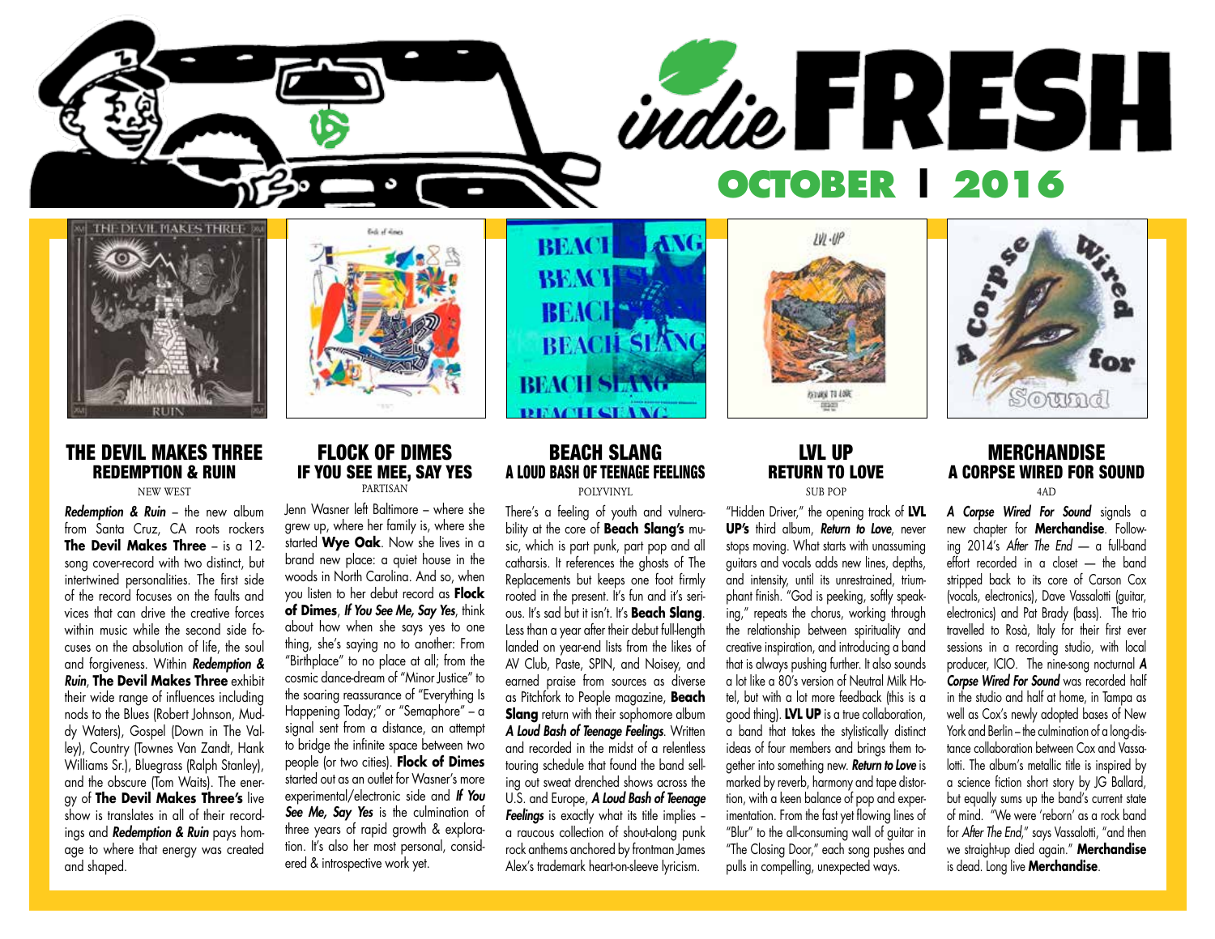# indie FRESH

## OCTOBER | 2016

### THE DEVIL MAKES THREE
### REDEMPTION & RUIN

NEW WEST

***Redemption & Ruin*** – the new album from Santa Cruz, CA roots rockers **The Devil Makes Three** – is a 12-song cover-record with two distinct, but intertwined personalities. The first side of the record focuses on the faults and vices that can drive the creative forces within music while the second side focuses on the absolution of life, the soul and forgiveness. Within ***Redemption & Ruin***, **The Devil Makes Three** exhibit their wide range of influences including nods to the Blues (Robert Johnson, Muddy Waters), Gospel (Down in The Valley), Country (Townes Van Zandt, Hank Williams Sr.), Bluegrass (Ralph Stanley), and the obscure (Tom Waits). The energy of **The Devil Makes Three's** live show is translates in all of their recordings and ***Redemption & Ruin*** pays homage to where that energy was created and shaped.

### FLOCK OF DIMES
### IF YOU SEE MEE, SAY YES

PARTISAN

Jenn Wasner left Baltimore – where she grew up, where her family is, where she started **Wye Oak**. Now she lives in a brand new place: a quiet house in the woods in North Carolina. And so, when you listen to her debut record as **Flock of Dimes**, ***If You See Me, Say Yes***, think about how when she says yes to one thing, she's saying no to another: From "Birthplace" to no place at all; from the cosmic dance-dream of "Minor Justice" to the soaring reassurance of "Everything Is Happening Today;" or "Semaphore" – a signal sent from a distance, an attempt to bridge the infinite space between two people (or two cities). **Flock of Dimes** started out as an outlet for Wasner's more experimental/electronic side and ***If You See Me, Say Yes*** is the culmination of three years of rapid growth & exploration. It's also her most personal, considered & introspective work yet.

### BEACH SLANG
### A LOUD BASH OF TEENAGE FEELINGS

POLYVINYL

There's a feeling of youth and vulnerability at the core of **Beach Slang's** music, which is part punk, part pop and all catharsis. It references the ghosts of The Replacements but keeps one foot firmly rooted in the present. It's fun and it's serious. It's sad but it isn't. It's **Beach Slang**. Less than a year after their debut full-length landed on year-end lists from the likes of AV Club, Paste, SPIN, and Noisey, and earned praise from sources as diverse as Pitchfork to People magazine, **Beach Slang** return with their sophomore album ***A Loud Bash of Teenage Feelings***. Written and recorded in the midst of a relentless touring schedule that found the band selling out sweat drenched shows across the U.S. and Europe, ***A Loud Bash of Teenage Feelings*** is exactly what its title implies – a raucous collection of shout-along punk rock anthems anchored by frontman James Alex's trademark heart-on-sleeve lyricism.

### LVL UP
### RETURN TO LOVE

SUB POP

"Hidden Driver," the opening track of **LVL UP's** third album, ***Return to Love***, never stops moving. What starts with unassuming guitars and vocals adds new lines, depths, and intensity, until its unrestrained, triumphant finish. "God is peeking, softly speaking," repeats the chorus, working through the relationship between spirituality and creative inspiration, and introducing a band that is always pushing further. It also sounds a lot like a 80's version of Neutral Milk Hotel, but with a lot more feedback (this is a good thing). **LVL UP** is a true collaboration, a band that takes the stylistically distinct ideas of four members and brings them together into something new. ***Return to Love*** is marked by reverb, harmony and tape distortion, with a keen balance of pop and experimentation. From the fast yet flowing lines of "Blur" to the all-consuming wall of guitar in "The Closing Door," each song pushes and pulls in compelling, unexpected ways.

### MERCHANDISE
### A CORPSE WIRED FOR SOUND

4AD

***A Corpse Wired For Sound*** signals a new chapter for **Merchandise**. Following 2014's *After The End* — a full-band effort recorded in a closet — the band stripped back to its core of Carson Cox (vocals, electronics), Dave Vassalotti (guitar, electronics) and Pat Brady (bass). The trio travelled to Rosà, Italy for their first ever sessions in a recording studio, with local producer, ICIO. The nine-song nocturnal ***A Corpse Wired For Sound*** was recorded half in the studio and half at home, in Tampa as well as Cox's newly adopted bases of New York and Berlin – the culmination of a long-distance collaboration between Cox and Vassalotti. The album's metallic title is inspired by a science fiction short story by JG Ballard, but equally sums up the band's current state of mind. "We were 'reborn' as a rock band for *After The End*," says Vassalotti, "and then we straight-up died again." **Merchandise** is dead. Long live **Merchandise**.